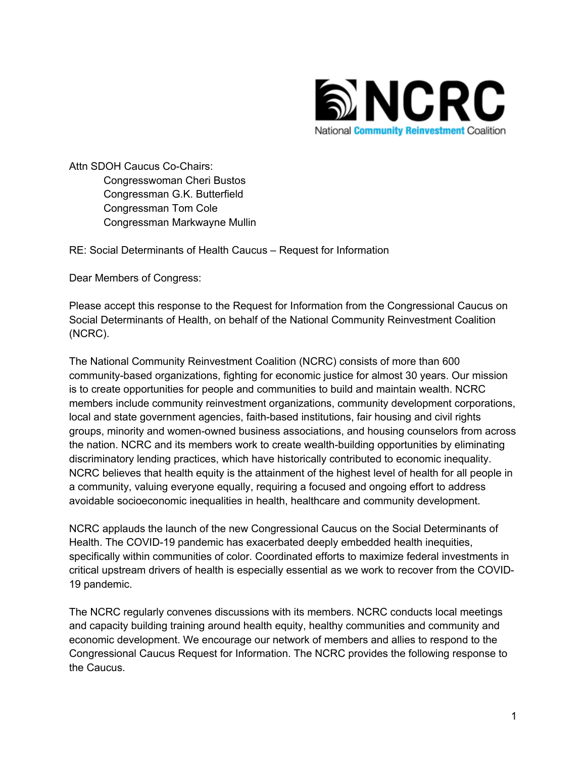NCRC

National Community Reinvestment Coalition

Attn SDOH Caucus Co-Chairs:

Congresswoman Cheri Bustos  
Congressman G.K. Butterfield  
Congressman Tom Cole  
Congressman Markwayne Mullin

RE: Social Determinants of Health Caucus – Request for Information

Dear Members of Congress:

Please accept this response to the Request for Information from the Congressional Caucus on Social Determinants of Health, on behalf of the National Community Reinvestment Coalition (NCRC).

The National Community Reinvestment Coalition (NCRC) consists of more than 600 community-based organizations, fighting for economic justice for almost 30 years. Our mission is to create opportunities for people and communities to build and maintain wealth. NCRC members include community reinvestment organizations, community development corporations, local and state government agencies, faith-based institutions, fair housing and civil rights groups, minority and women-owned business associations, and housing counselors from across the nation. NCRC and its members work to create wealth-building opportunities by eliminating discriminatory lending practices, which have historically contributed to economic inequality. NCRC believes that health equity is the attainment of the highest level of health for all people in a community, valuing everyone equally, requiring a focused and ongoing effort to address avoidable socioeconomic inequalities in health, healthcare and community development.

NCRC applauds the launch of the new Congressional Caucus on the Social Determinants of Health. The COVID-19 pandemic has exacerbated deeply embedded health inequities, specifically within communities of color. Coordinated efforts to maximize federal investments in critical upstream drivers of health is especially essential as we work to recover from the COVID-19 pandemic.

The NCRC regularly convenes discussions with its members. NCRC conducts local meetings and capacity building training around health equity, healthy communities and community and economic development. We encourage our network of members and allies to respond to the Congressional Caucus Request for Information. The NCRC provides the following response to the Caucus.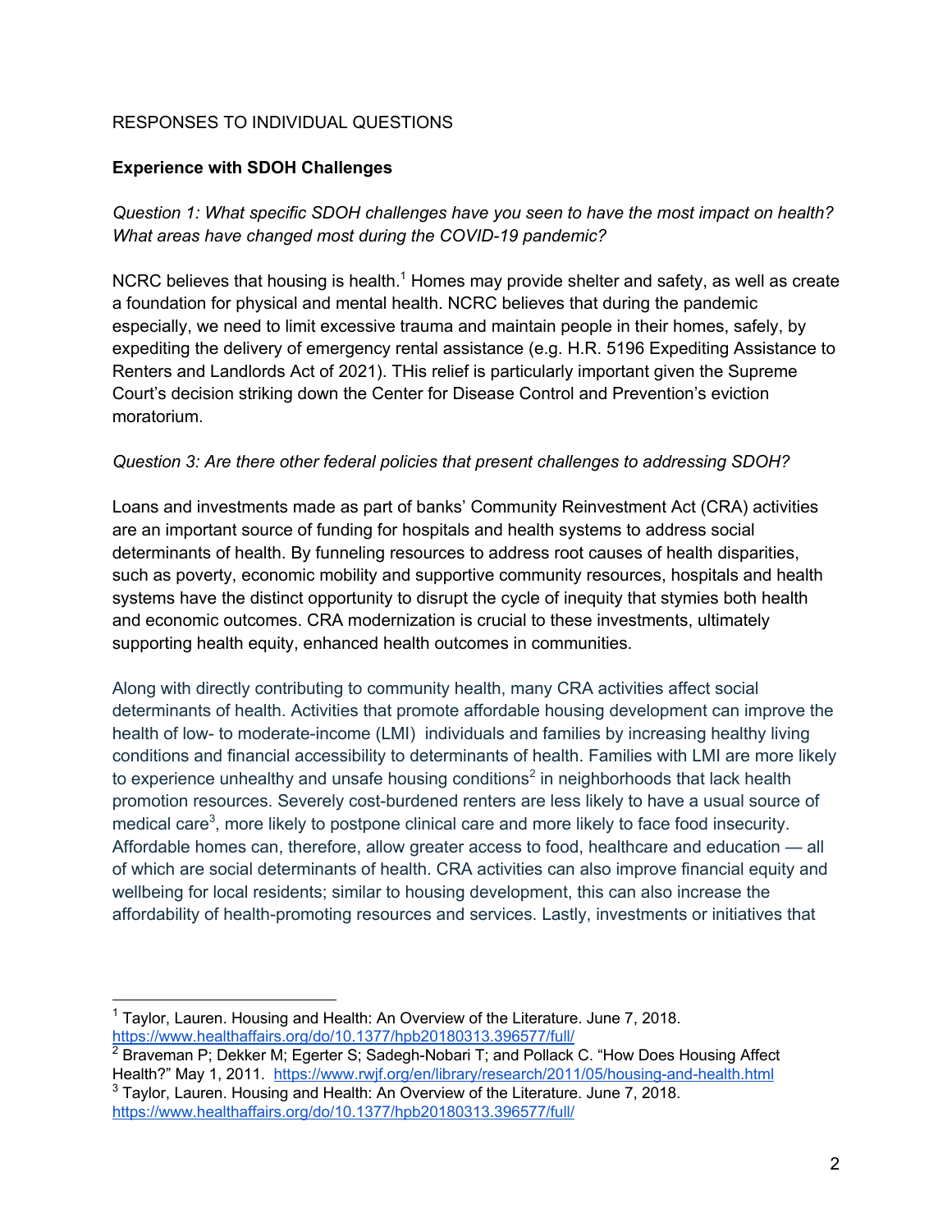RESPONSES TO INDIVIDUAL QUESTIONS

**Experience with SDOH Challenges**

*Question 1: What specific SDOH challenges have you seen to have the most impact on health? What areas have changed most during the COVID-19 pandemic?*

NCRC believes that housing is health.[1] Homes may provide shelter and safety, as well as create a foundation for physical and mental health. NCRC believes that during the pandemic especially, we need to limit excessive trauma and maintain people in their homes, safely, by expediting the delivery of emergency rental assistance (e.g. H.R. 5196 Expediting Assistance to Renters and Landlords Act of 2021). THis relief is particularly important given the Supreme Court's decision striking down the Center for Disease Control and Prevention's eviction moratorium.

*Question 3: Are there other federal policies that present challenges to addressing SDOH?*

Loans and investments made as part of banks' Community Reinvestment Act (CRA) activities are an important source of funding for hospitals and health systems to address social determinants of health. By funneling resources to address root causes of health disparities, such as poverty, economic mobility and supportive community resources, hospitals and health systems have the distinct opportunity to disrupt the cycle of inequity that stymies both health and economic outcomes. CRA modernization is crucial to these investments, ultimately supporting health equity, enhanced health outcomes in communities.

Along with directly contributing to community health, many CRA activities affect social determinants of health. Activities that promote affordable housing development can improve the health of low- to moderate-income (LMI) individuals and families by increasing healthy living conditions and financial accessibility to determinants of health. Families with LMI are more likely to experience unhealthy and unsafe housing conditions[2] in neighborhoods that lack health promotion resources. Severely cost-burdened renters are less likely to have a usual source of medical care[3], more likely to postpone clinical care and more likely to face food insecurity. Affordable homes can, therefore, allow greater access to food, healthcare and education — all of which are social determinants of health. CRA activities can also improve financial equity and wellbeing for local residents; similar to housing development, this can also increase the affordability of health-promoting resources and services. Lastly, investments or initiatives that

---

[1] Taylor, Lauren. Housing and Health: An Overview of the Literature. June 7, 2018. https://www.healthaffairs.org/do/10.1377/hpb20180313.396577/full/

[2] Braveman P; Dekker M; Egerter S; Sadegh-Nobari T; and Pollack C. "How Does Housing Affect Health?" May 1, 2011. https://www.rwjf.org/en/library/research/2011/05/housing-and-health.html

[3] Taylor, Lauren. Housing and Health: An Overview of the Literature. June 7, 2018. https://www.healthaffairs.org/do/10.1377/hpb20180313.396577/full/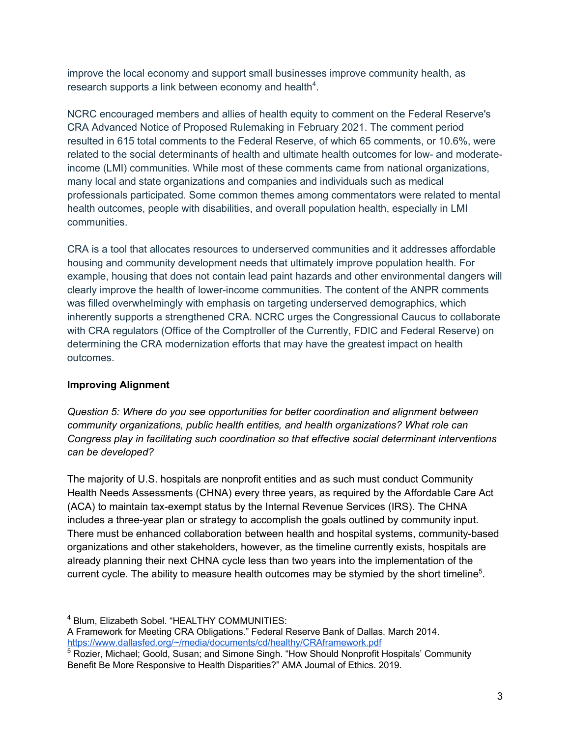improve the local economy and support small businesses improve community health, as research supports a link between economy and health[4].

NCRC encouraged members and allies of health equity to comment on the Federal Reserve's CRA Advanced Notice of Proposed Rulemaking in February 2021. The comment period resulted in 615 total comments to the Federal Reserve, of which 65 comments, or 10.6%, were related to the social determinants of health and ultimate health outcomes for low- and moderate-income (LMI) communities. While most of these comments came from national organizations, many local and state organizations and companies and individuals such as medical professionals participated. Some common themes among commentators were related to mental health outcomes, people with disabilities, and overall population health, especially in LMI communities.

CRA is a tool that allocates resources to underserved communities and it addresses affordable housing and community development needs that ultimately improve population health. For example, housing that does not contain lead paint hazards and other environmental dangers will clearly improve the health of lower-income communities. The content of the ANPR comments was filled overwhelmingly with emphasis on targeting underserved demographics, which inherently supports a strengthened CRA. NCRC urges the Congressional Caucus to collaborate with CRA regulators (Office of the Comptroller of the Currently, FDIC and Federal Reserve) on determining the CRA modernization efforts that may have the greatest impact on health outcomes.

**Improving Alignment**

*Question 5: Where do you see opportunities for better coordination and alignment between community organizations, public health entities, and health organizations? What role can Congress play in facilitating such coordination so that effective social determinant interventions can be developed?*

The majority of U.S. hospitals are nonprofit entities and as such must conduct Community Health Needs Assessments (CHNA) every three years, as required by the Affordable Care Act (ACA) to maintain tax-exempt status by the Internal Revenue Services (IRS). The CHNA includes a three-year plan or strategy to accomplish the goals outlined by community input. There must be enhanced collaboration between health and hospital systems, community-based organizations and other stakeholders, however, as the timeline currently exists, hospitals are already planning their next CHNA cycle less than two years into the implementation of the current cycle. The ability to measure health outcomes may be stymied by the short timeline[5].

---

[4] Blum, Elizabeth Sobel. "HEALTHY COMMUNITIES:
A Framework for Meeting CRA Obligations." Federal Reserve Bank of Dallas. March 2014. https://www.dallasfed.org/~/media/documents/cd/healthy/CRAframework.pdf

[5] Rozier, Michael; Goold, Susan; and Simone Singh. "How Should Nonprofit Hospitals' Community Benefit Be More Responsive to Health Disparities?" AMA Journal of Ethics. 2019.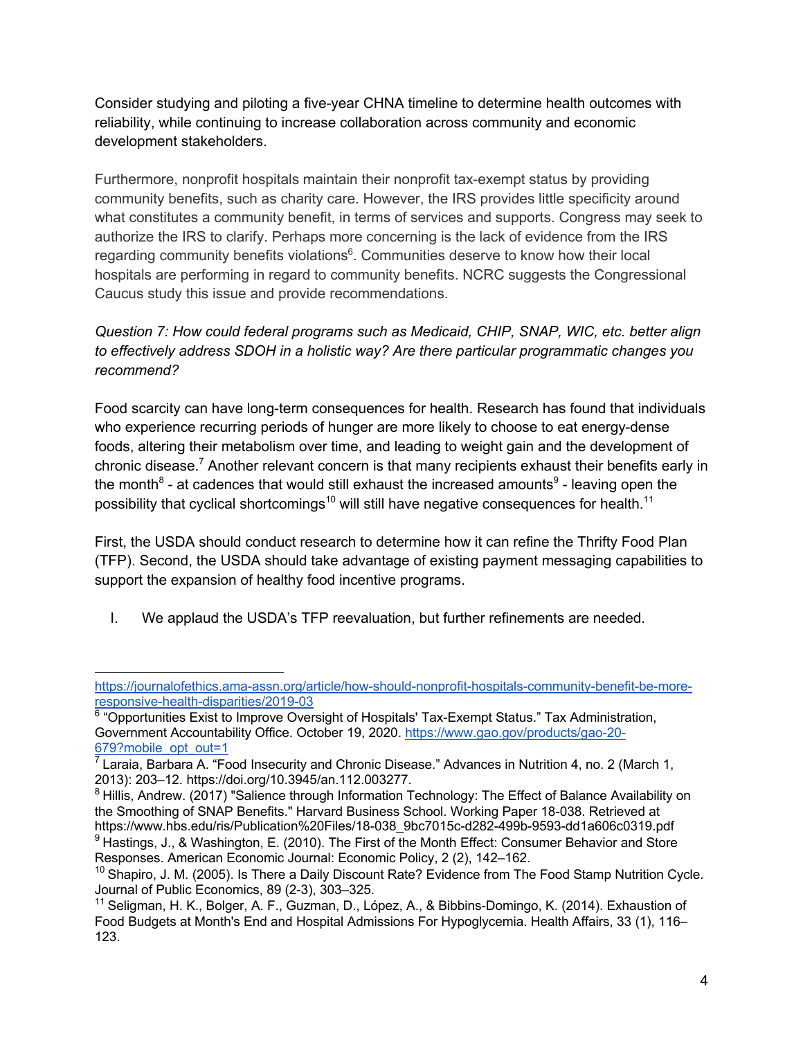Consider studying and piloting a five-year CHNA timeline to determine health outcomes with reliability, while continuing to increase collaboration across community and economic development stakeholders.

Furthermore, nonprofit hospitals maintain their nonprofit tax-exempt status by providing community benefits, such as charity care. However, the IRS provides little specificity around what constitutes a community benefit, in terms of services and supports. Congress may seek to authorize the IRS to clarify. Perhaps more concerning is the lack of evidence from the IRS regarding community benefits violations[6]. Communities deserve to know how their local hospitals are performing in regard to community benefits. NCRC suggests the Congressional Caucus study this issue and provide recommendations.

*Question 7: How could federal programs such as Medicaid, CHIP, SNAP, WIC, etc. better align to effectively address SDOH in a holistic way? Are there particular programmatic changes you recommend?*

Food scarcity can have long-term consequences for health. Research has found that individuals who experience recurring periods of hunger are more likely to choose to eat energy-dense foods, altering their metabolism over time, and leading to weight gain and the development of chronic disease.[7] Another relevant concern is that many recipients exhaust their benefits early in the month[8] - at cadences that would still exhaust the increased amounts[9] - leaving open the possibility that cyclical shortcomings[10] will still have negative consequences for health.[11]

First, the USDA should conduct research to determine how it can refine the Thrifty Food Plan (TFP). Second, the USDA should take advantage of existing payment messaging capabilities to support the expansion of healthy food incentive programs.

I. We applaud the USDA's TFP reevaluation, but further refinements are needed.

---

https://journalofethics.ama-assn.org/article/how-should-nonprofit-hospitals-community-benefit-be-more-responsive-health-disparities/2019-03

[6] "Opportunities Exist to Improve Oversight of Hospitals' Tax-Exempt Status." Tax Administration, Government Accountability Office. October 19, 2020. https://www.gao.gov/products/gao-20-679?mobile_opt_out=1

[7] Laraia, Barbara A. "Food Insecurity and Chronic Disease." Advances in Nutrition 4, no. 2 (March 1, 2013): 203–12. https://doi.org/10.3945/an.112.003277.

[8] Hillis, Andrew. (2017) "Salience through Information Technology: The Effect of Balance Availability on the Smoothing of SNAP Benefits." Harvard Business School. Working Paper 18-038. Retrieved at https://www.hbs.edu/ris/Publication%20Files/18-038_9bc7015c-d282-499b-9593-dd1a606c0319.pdf

[9] Hastings, J., & Washington, E. (2010). The First of the Month Effect: Consumer Behavior and Store Responses. American Economic Journal: Economic Policy, 2 (2), 142–162.

[10] Shapiro, J. M. (2005). Is There a Daily Discount Rate? Evidence from The Food Stamp Nutrition Cycle. Journal of Public Economics, 89 (2-3), 303–325.

[11] Seligman, H. K., Bolger, A. F., Guzman, D., López, A., & Bibbins-Domingo, K. (2014). Exhaustion of Food Budgets at Month's End and Hospital Admissions For Hypoglycemia. Health Affairs, 33 (1), 116–123.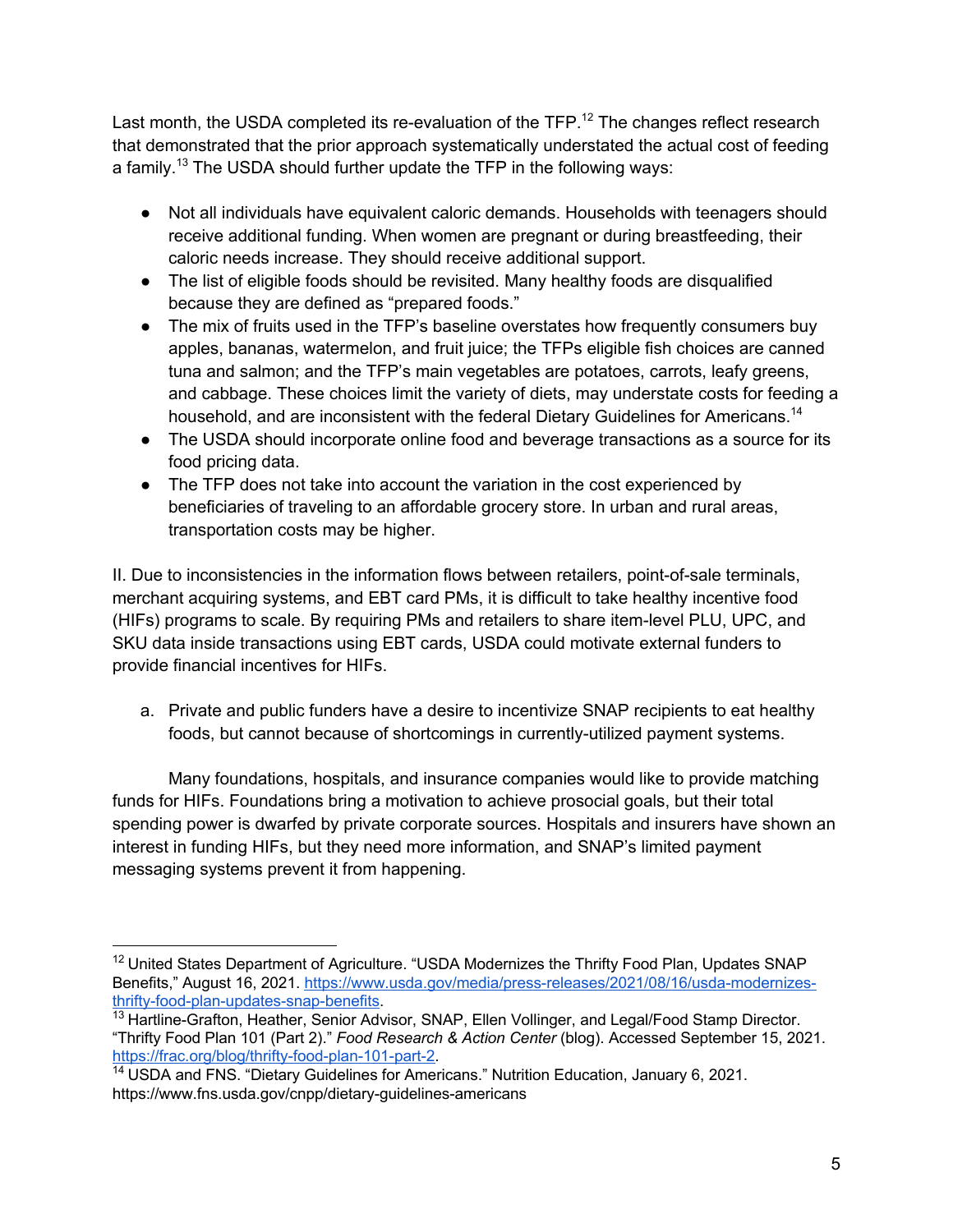Last month, the USDA completed its re-evaluation of the TFP.[12] The changes reflect research that demonstrated that the prior approach systematically understated the actual cost of feeding a family.[13] The USDA should further update the TFP in the following ways:

- Not all individuals have equivalent caloric demands. Households with teenagers should receive additional funding. When women are pregnant or during breastfeeding, their caloric needs increase. They should receive additional support.
- The list of eligible foods should be revisited. Many healthy foods are disqualified because they are defined as "prepared foods."
- The mix of fruits used in the TFP's baseline overstates how frequently consumers buy apples, bananas, watermelon, and fruit juice; the TFPs eligible fish choices are canned tuna and salmon; and the TFP's main vegetables are potatoes, carrots, leafy greens, and cabbage. These choices limit the variety of diets, may understate costs for feeding a household, and are inconsistent with the federal Dietary Guidelines for Americans.[14]
- The USDA should incorporate online food and beverage transactions as a source for its food pricing data.
- The TFP does not take into account the variation in the cost experienced by beneficiaries of traveling to an affordable grocery store. In urban and rural areas, transportation costs may be higher.

II. Due to inconsistencies in the information flows between retailers, point-of-sale terminals, merchant acquiring systems, and EBT card PMs, it is difficult to take healthy incentive food (HIFs) programs to scale. By requiring PMs and retailers to share item-level PLU, UPC, and SKU data inside transactions using EBT cards, USDA could motivate external funders to provide financial incentives for HIFs.

a. Private and public funders have a desire to incentivize SNAP recipients to eat healthy foods, but cannot because of shortcomings in currently-utilized payment systems.

Many foundations, hospitals, and insurance companies would like to provide matching funds for HIFs. Foundations bring a motivation to achieve prosocial goals, but their total spending power is dwarfed by private corporate sources. Hospitals and insurers have shown an interest in funding HIFs, but they need more information, and SNAP's limited payment messaging systems prevent it from happening.

---

[12] United States Department of Agriculture. "USDA Modernizes the Thrifty Food Plan, Updates SNAP Benefits," August 16, 2021. https://www.usda.gov/media/press-releases/2021/08/16/usda-modernizes-thrifty-food-plan-updates-snap-benefits.

[13] Hartline-Grafton, Heather, Senior Advisor, SNAP, Ellen Vollinger, and Legal/Food Stamp Director. "Thrifty Food Plan 101 (Part 2)." *Food Research & Action Center* (blog). Accessed September 15, 2021. https://frac.org/blog/thrifty-food-plan-101-part-2.

[14] USDA and FNS. "Dietary Guidelines for Americans." Nutrition Education, January 6, 2021. https://www.fns.usda.gov/cnpp/dietary-guidelines-americans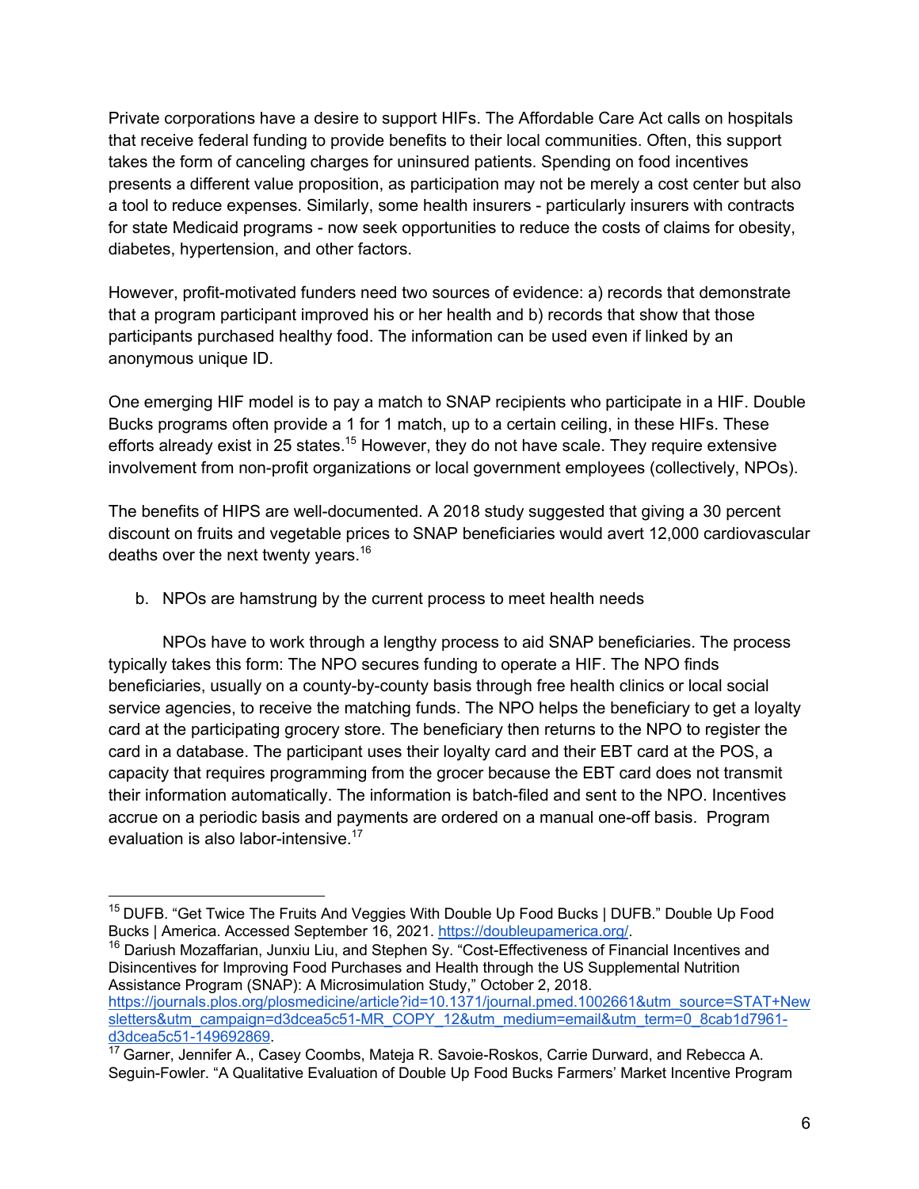Private corporations have a desire to support HIFs. The Affordable Care Act calls on hospitals that receive federal funding to provide benefits to their local communities. Often, this support takes the form of canceling charges for uninsured patients. Spending on food incentives presents a different value proposition, as participation may not be merely a cost center but also a tool to reduce expenses. Similarly, some health insurers - particularly insurers with contracts for state Medicaid programs - now seek opportunities to reduce the costs of claims for obesity, diabetes, hypertension, and other factors.

However, profit-motivated funders need two sources of evidence: a) records that demonstrate that a program participant improved his or her health and b) records that show that those participants purchased healthy food. The information can be used even if linked by an anonymous unique ID.

One emerging HIF model is to pay a match to SNAP recipients who participate in a HIF. Double Bucks programs often provide a 1 for 1 match, up to a certain ceiling, in these HIFs. These efforts already exist in 25 states.[15] However, they do not have scale. They require extensive involvement from non-profit organizations or local government employees (collectively, NPOs).

The benefits of HIPS are well-documented. A 2018 study suggested that giving a 30 percent discount on fruits and vegetable prices to SNAP beneficiaries would avert 12,000 cardiovascular deaths over the next twenty years.[16]

b. NPOs are hamstrung by the current process to meet health needs

NPOs have to work through a lengthy process to aid SNAP beneficiaries. The process typically takes this form: The NPO secures funding to operate a HIF. The NPO finds beneficiaries, usually on a county-by-county basis through free health clinics or local social service agencies, to receive the matching funds. The NPO helps the beneficiary to get a loyalty card at the participating grocery store. The beneficiary then returns to the NPO to register the card in a database. The participant uses their loyalty card and their EBT card at the POS, a capacity that requires programming from the grocer because the EBT card does not transmit their information automatically. The information is batch-filed and sent to the NPO. Incentives accrue on a periodic basis and payments are ordered on a manual one-off basis. Program evaluation is also labor-intensive.[17]

---

[15] DUFB. "Get Twice The Fruits And Veggies With Double Up Food Bucks | DUFB." Double Up Food Bucks | America. Accessed September 16, 2021. https://doubleupamerica.org/.

[16] Dariush Mozaffarian, Junxiu Liu, and Stephen Sy. "Cost-Effectiveness of Financial Incentives and Disincentives for Improving Food Purchases and Health through the US Supplemental Nutrition Assistance Program (SNAP): A Microsimulation Study," October 2, 2018. https://journals.plos.org/plosmedicine/article?id=10.1371/journal.pmed.1002661&utm_source=STAT+Newsletters&utm_campaign=d3dcea5c51-MR_COPY_12&utm_medium=email&utm_term=0_8cab1d7961-d3dcea5c51-149692869.

[17] Garner, Jennifer A., Casey Coombs, Mateja R. Savoie-Roskos, Carrie Durward, and Rebecca A. Seguin-Fowler. "A Qualitative Evaluation of Double Up Food Bucks Farmers' Market Incentive Program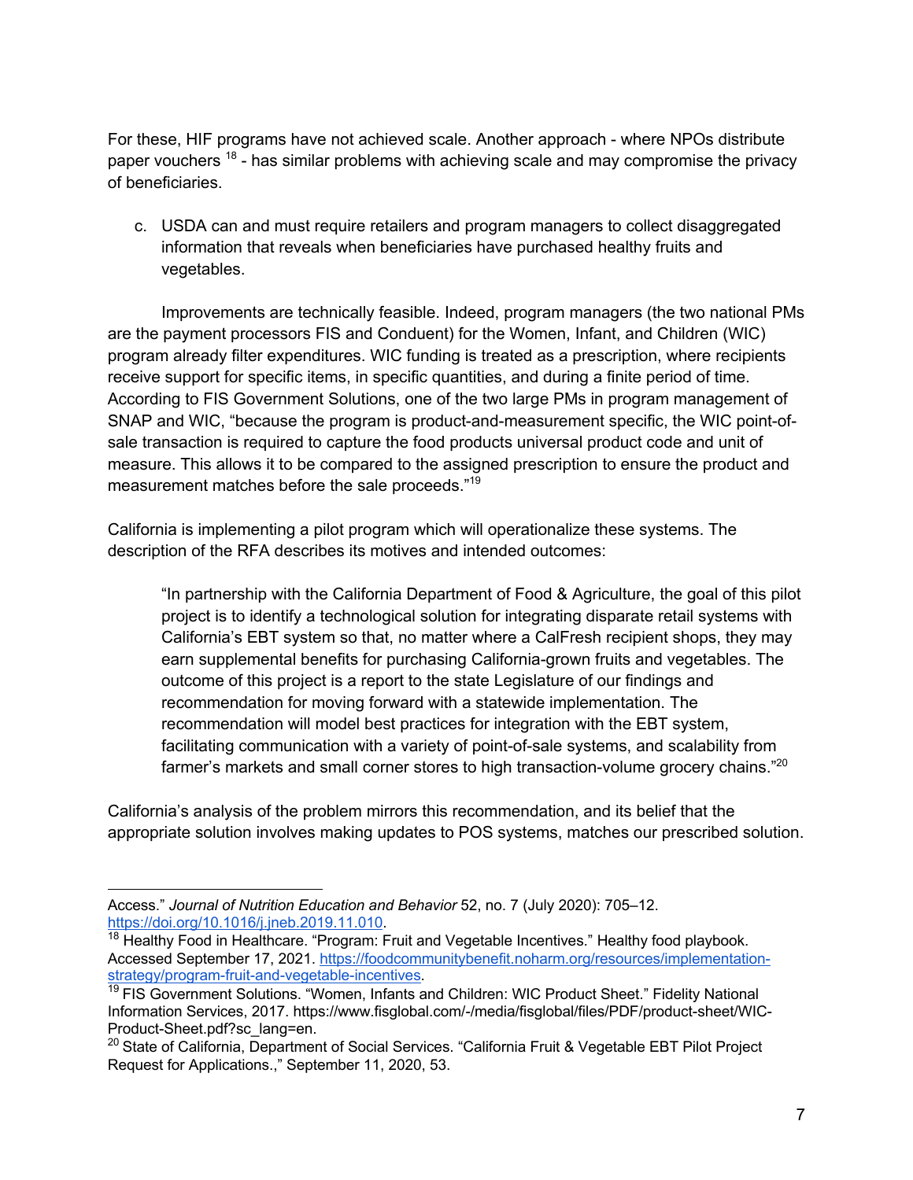For these, HIF programs have not achieved scale. Another approach - where NPOs distribute paper vouchers [18] - has similar problems with achieving scale and may compromise the privacy of beneficiaries.

c. USDA can and must require retailers and program managers to collect disaggregated information that reveals when beneficiaries have purchased healthy fruits and vegetables.

Improvements are technically feasible. Indeed, program managers (the two national PMs are the payment processors FIS and Conduent) for the Women, Infant, and Children (WIC) program already filter expenditures. WIC funding is treated as a prescription, where recipients receive support for specific items, in specific quantities, and during a finite period of time. According to FIS Government Solutions, one of the two large PMs in program management of SNAP and WIC, "because the program is product-and-measurement specific, the WIC point-of-sale transaction is required to capture the food products universal product code and unit of measure. This allows it to be compared to the assigned prescription to ensure the product and measurement matches before the sale proceeds."[19]

California is implementing a pilot program which will operationalize these systems. The description of the RFA describes its motives and intended outcomes:

> "In partnership with the California Department of Food & Agriculture, the goal of this pilot project is to identify a technological solution for integrating disparate retail systems with California's EBT system so that, no matter where a CalFresh recipient shops, they may earn supplemental benefits for purchasing California-grown fruits and vegetables. The outcome of this project is a report to the state Legislature of our findings and recommendation for moving forward with a statewide implementation. The recommendation will model best practices for integration with the EBT system, facilitating communication with a variety of point-of-sale systems, and scalability from farmer's markets and small corner stores to high transaction-volume grocery chains."[20]

California's analysis of the problem mirrors this recommendation, and its belief that the appropriate solution involves making updates to POS systems, matches our prescribed solution.

---

Access." *Journal of Nutrition Education and Behavior* 52, no. 7 (July 2020): 705–12. https://doi.org/10.1016/j.jneb.2019.11.010.

[18] Healthy Food in Healthcare. "Program: Fruit and Vegetable Incentives." Healthy food playbook. Accessed September 17, 2021. https://foodcommunitybenefit.noharm.org/resources/implementation-strategy/program-fruit-and-vegetable-incentives.

[19] FIS Government Solutions. "Women, Infants and Children: WIC Product Sheet." Fidelity National Information Services, 2017. https://www.fisglobal.com/-/media/fisglobal/files/PDF/product-sheet/WIC-Product-Sheet.pdf?sc_lang=en.

[20] State of California, Department of Social Services. "California Fruit & Vegetable EBT Pilot Project Request for Applications.," September 11, 2020, 53.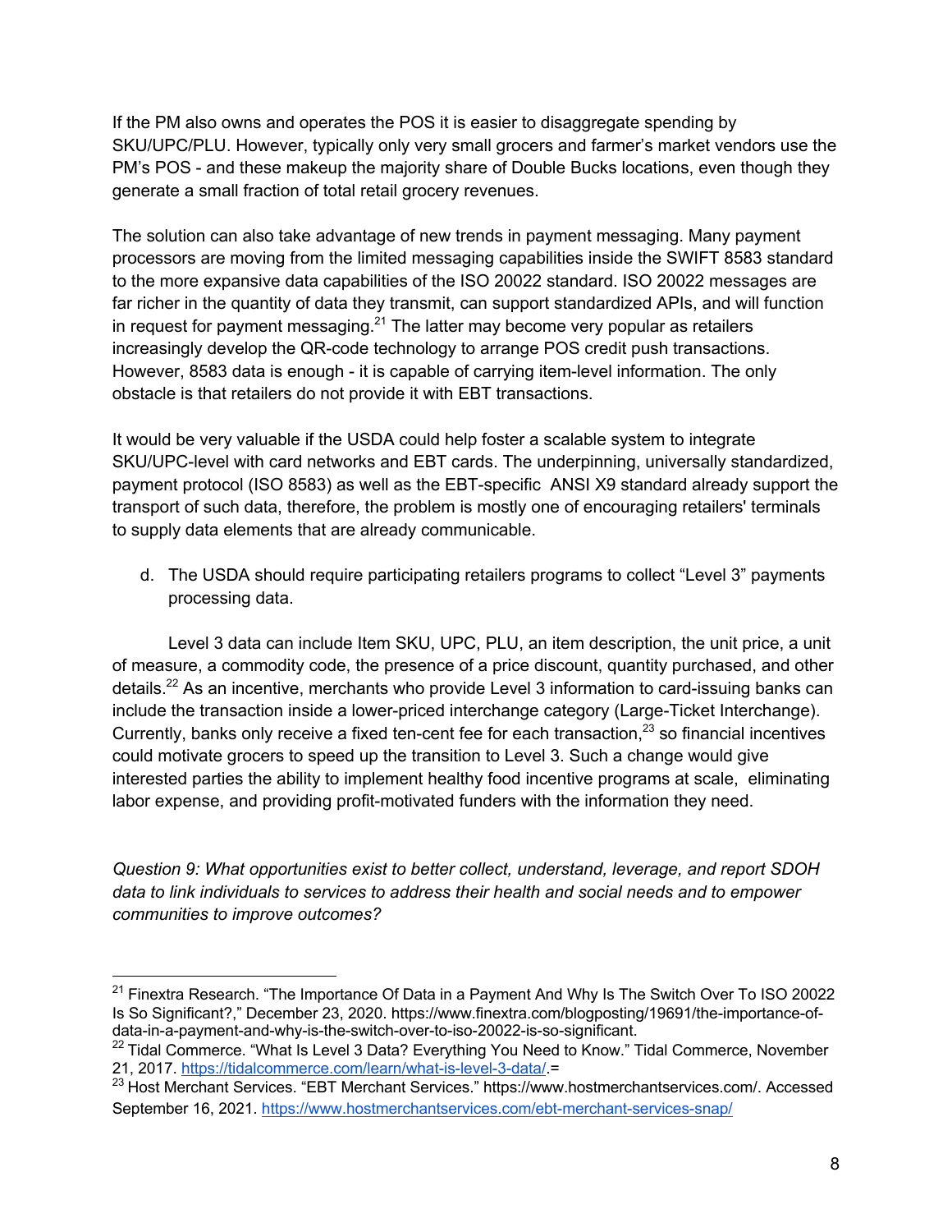If the PM also owns and operates the POS it is easier to disaggregate spending by SKU/UPC/PLU. However, typically only very small grocers and farmer's market vendors use the PM's POS - and these makeup the majority share of Double Bucks locations, even though they generate a small fraction of total retail grocery revenues.

The solution can also take advantage of new trends in payment messaging. Many payment processors are moving from the limited messaging capabilities inside the SWIFT 8583 standard to the more expansive data capabilities of the ISO 20022 standard. ISO 20022 messages are far richer in the quantity of data they transmit, can support standardized APIs, and will function in request for payment messaging.[21] The latter may become very popular as retailers increasingly develop the QR-code technology to arrange POS credit push transactions. However, 8583 data is enough - it is capable of carrying item-level information. The only obstacle is that retailers do not provide it with EBT transactions.

It would be very valuable if the USDA could help foster a scalable system to integrate SKU/UPC-level with card networks and EBT cards. The underpinning, universally standardized, payment protocol (ISO 8583) as well as the EBT-specific ANSI X9 standard already support the transport of such data, therefore, the problem is mostly one of encouraging retailers' terminals to supply data elements that are already communicable.

d. The USDA should require participating retailers programs to collect "Level 3" payments processing data.

Level 3 data can include Item SKU, UPC, PLU, an item description, the unit price, a unit of measure, a commodity code, the presence of a price discount, quantity purchased, and other details.[22] As an incentive, merchants who provide Level 3 information to card-issuing banks can include the transaction inside a lower-priced interchange category (Large-Ticket Interchange). Currently, banks only receive a fixed ten-cent fee for each transaction,[23] so financial incentives could motivate grocers to speed up the transition to Level 3. Such a change would give interested parties the ability to implement healthy food incentive programs at scale, eliminating labor expense, and providing profit-motivated funders with the information they need.

*Question 9: What opportunities exist to better collect, understand, leverage, and report SDOH data to link individuals to services to address their health and social needs and to empower communities to improve outcomes?*

---

[21] Finextra Research. "The Importance Of Data in a Payment And Why Is The Switch Over To ISO 20022 Is So Significant?," December 23, 2020. https://www.finextra.com/blogposting/19691/the-importance-of-data-in-a-payment-and-why-is-the-switch-over-to-iso-20022-is-so-significant.

[22] Tidal Commerce. "What Is Level 3 Data? Everything You Need to Know." Tidal Commerce, November 21, 2017. https://tidalcommerce.com/learn/what-is-level-3-data/.=

[23] Host Merchant Services. "EBT Merchant Services." https://www.hostmerchantservices.com/. Accessed September 16, 2021. https://www.hostmerchantservices.com/ebt-merchant-services-snap/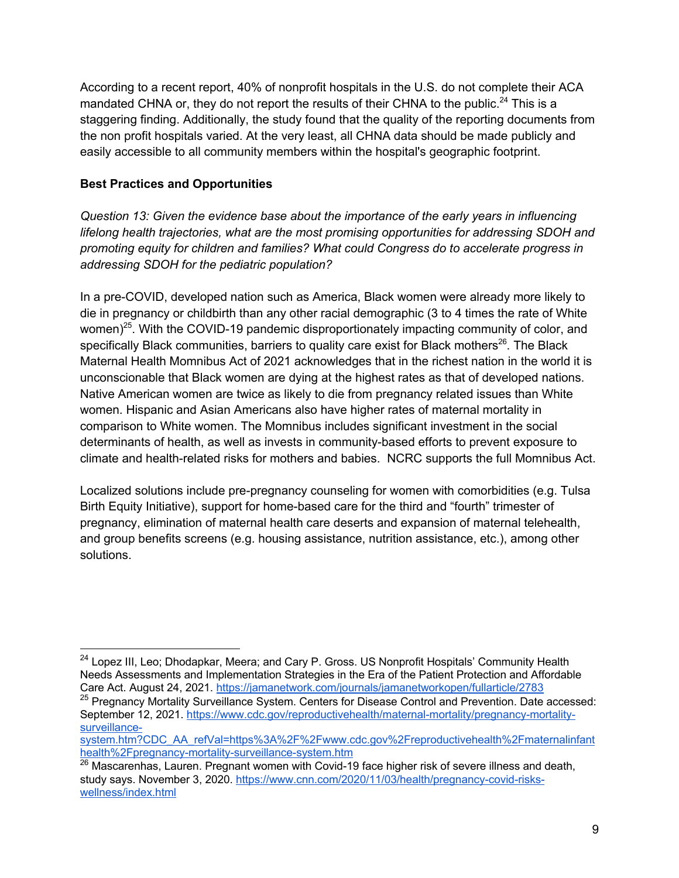According to a recent report, 40% of nonprofit hospitals in the U.S. do not complete their ACA mandated CHNA or, they do not report the results of their CHNA to the public.[24] This is a staggering finding. Additionally, the study found that the quality of the reporting documents from the non profit hospitals varied. At the very least, all CHNA data should be made publicly and easily accessible to all community members within the hospital's geographic footprint.

**Best Practices and Opportunities**

*Question 13: Given the evidence base about the importance of the early years in influencing lifelong health trajectories, what are the most promising opportunities for addressing SDOH and promoting equity for children and families? What could Congress do to accelerate progress in addressing SDOH for the pediatric population?*

In a pre-COVID, developed nation such as America, Black women were already more likely to die in pregnancy or childbirth than any other racial demographic (3 to 4 times the rate of White women)[25]. With the COVID-19 pandemic disproportionately impacting community of color, and specifically Black communities, barriers to quality care exist for Black mothers[26]. The Black Maternal Health Momnibus Act of 2021 acknowledges that in the richest nation in the world it is unconscionable that Black women are dying at the highest rates as that of developed nations. Native American women are twice as likely to die from pregnancy related issues than White women. Hispanic and Asian Americans also have higher rates of maternal mortality in comparison to White women. The Momnibus includes significant investment in the social determinants of health, as well as invests in community-based efforts to prevent exposure to climate and health-related risks for mothers and babies. NCRC supports the full Momnibus Act.

Localized solutions include pre-pregnancy counseling for women with comorbidities (e.g. Tulsa Birth Equity Initiative), support for home-based care for the third and "fourth" trimester of pregnancy, elimination of maternal health care deserts and expansion of maternal telehealth, and group benefits screens (e.g. housing assistance, nutrition assistance, etc.), among other solutions.

---

[24] Lopez III, Leo; Dhodapkar, Meera; and Cary P. Gross. US Nonprofit Hospitals' Community Health Needs Assessments and Implementation Strategies in the Era of the Patient Protection and Affordable Care Act. August 24, 2021. https://jamanetwork.com/journals/jamanetworkopen/fullarticle/2783

[25] Pregnancy Mortality Surveillance System. Centers for Disease Control and Prevention. Date accessed: September 12, 2021. https://www.cdc.gov/reproductivehealth/maternal-mortality/pregnancy-mortality-surveillance-system.htm?CDC_AA_refVal=https%3A%2F%2Fwww.cdc.gov%2Freproductivehealth%2Fmaternalinfanthealth%2Fpregnancy-mortality-surveillance-system.htm

[26] Mascarenhas, Lauren. Pregnant women with Covid-19 face higher risk of severe illness and death, study says. November 3, 2020. https://www.cnn.com/2020/11/03/health/pregnancy-covid-risks-wellness/index.html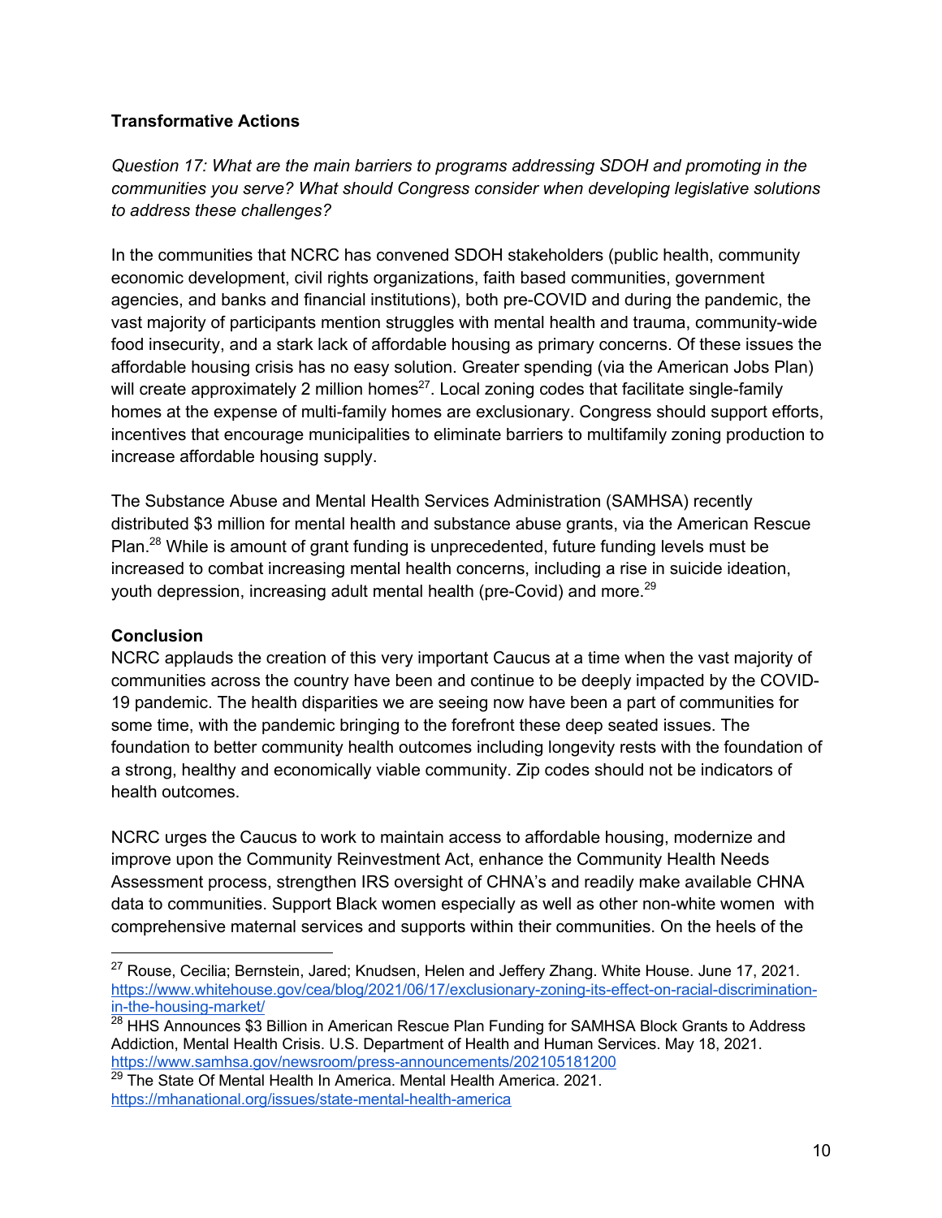**Transformative Actions**

*Question 17: What are the main barriers to programs addressing SDOH and promoting in the communities you serve? What should Congress consider when developing legislative solutions to address these challenges?*

In the communities that NCRC has convened SDOH stakeholders (public health, community economic development, civil rights organizations, faith based communities, government agencies, and banks and financial institutions), both pre-COVID and during the pandemic, the vast majority of participants mention struggles with mental health and trauma, community-wide food insecurity, and a stark lack of affordable housing as primary concerns. Of these issues the affordable housing crisis has no easy solution. Greater spending (via the American Jobs Plan) will create approximately 2 million homes[27]. Local zoning codes that facilitate single-family homes at the expense of multi-family homes are exclusionary. Congress should support efforts, incentives that encourage municipalities to eliminate barriers to multifamily zoning production to increase affordable housing supply.

The Substance Abuse and Mental Health Services Administration (SAMHSA) recently distributed $3 million for mental health and substance abuse grants, via the American Rescue Plan.[28] While is amount of grant funding is unprecedented, future funding levels must be increased to combat increasing mental health concerns, including a rise in suicide ideation, youth depression, increasing adult mental health (pre-Covid) and more.[29]

**Conclusion**

NCRC applauds the creation of this very important Caucus at a time when the vast majority of communities across the country have been and continue to be deeply impacted by the COVID-19 pandemic. The health disparities we are seeing now have been a part of communities for some time, with the pandemic bringing to the forefront these deep seated issues. The foundation to better community health outcomes including longevity rests with the foundation of a strong, healthy and economically viable community. Zip codes should not be indicators of health outcomes.

NCRC urges the Caucus to work to maintain access to affordable housing, modernize and improve upon the Community Reinvestment Act, enhance the Community Health Needs Assessment process, strengthen IRS oversight of CHNA's and readily make available CHNA data to communities. Support Black women especially as well as other non-white women with comprehensive maternal services and supports within their communities. On the heels of the

---

[27] Rouse, Cecilia; Bernstein, Jared; Knudsen, Helen and Jeffery Zhang. White House. June 17, 2021. https://www.whitehouse.gov/cea/blog/2021/06/17/exclusionary-zoning-its-effect-on-racial-discrimination-in-the-housing-market/

[28] HHS Announces $3 Billion in American Rescue Plan Funding for SAMHSA Block Grants to Address Addiction, Mental Health Crisis. U.S. Department of Health and Human Services. May 18, 2021. https://www.samhsa.gov/newsroom/press-announcements/202105181200

[29] The State Of Mental Health In America. Mental Health America. 2021. https://mhanational.org/issues/state-mental-health-america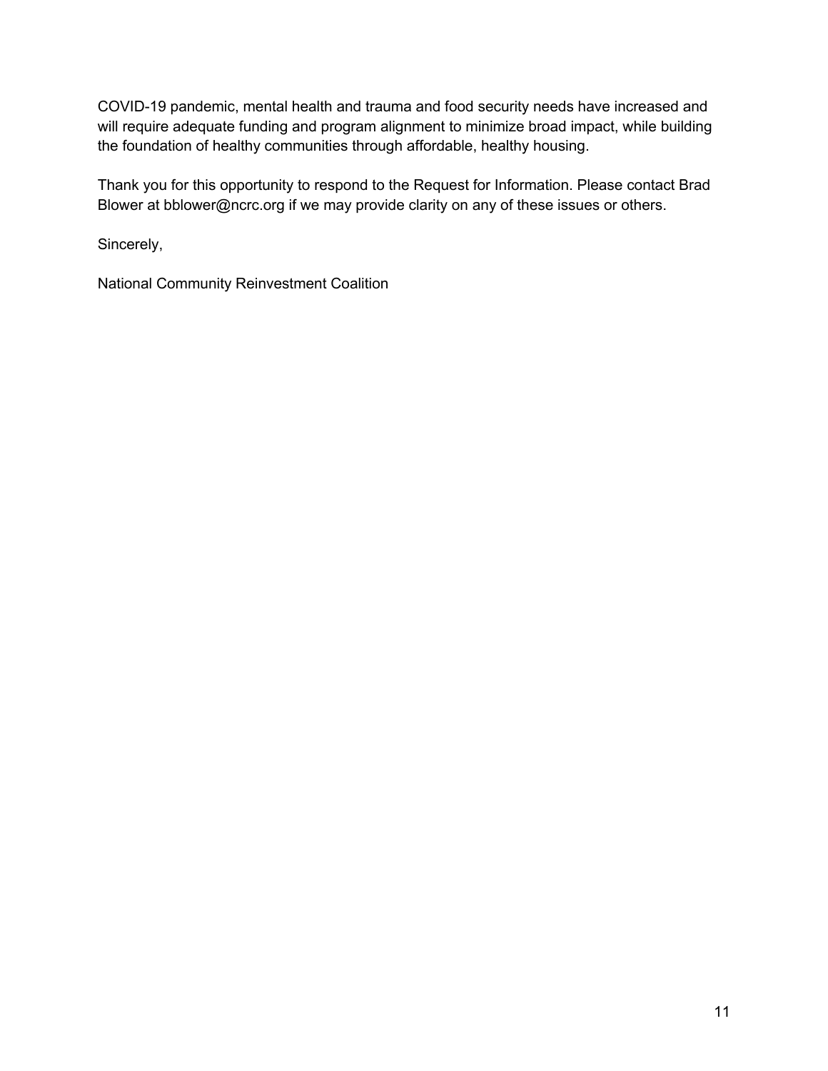COVID-19 pandemic, mental health and trauma and food security needs have increased and will require adequate funding and program alignment to minimize broad impact, while building the foundation of healthy communities through affordable, healthy housing.

Thank you for this opportunity to respond to the Request for Information. Please contact Brad Blower at bblower@ncrc.org if we may provide clarity on any of these issues or others.

Sincerely,

National Community Reinvestment Coalition